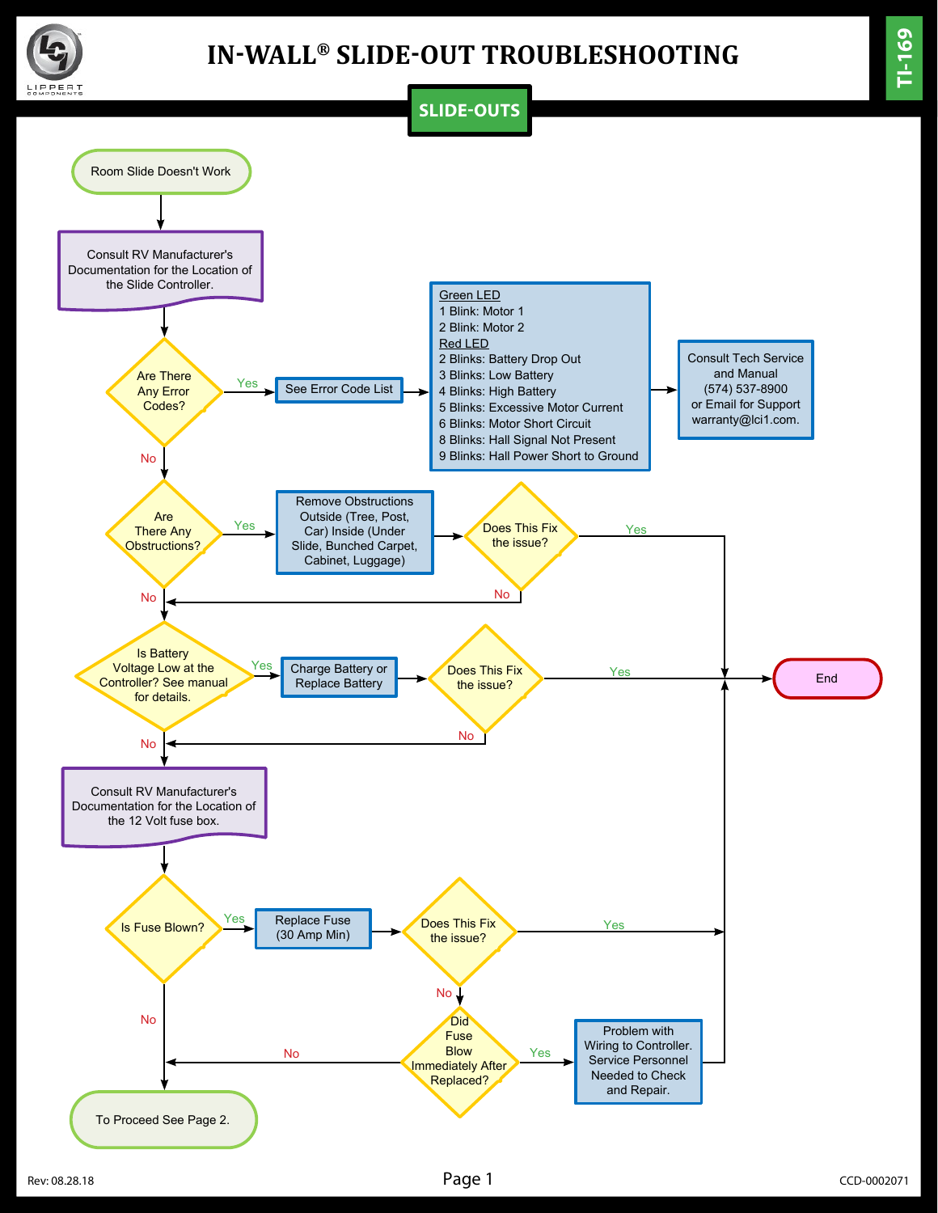# IN-WALL® SLIDE-OUT TROUBLESHOOTING

TI-169

## SLIDE-OUTS

Room Slide Doesn't Work

Consult RV Manufacturer's Documentation for the Location of the Slide Controller.

Are There Any Error Codes?

Yes

See Error Code List

Green LED
1 Blink: Motor 1
2 Blink: Motor 2
Red LED
2 Blinks: Battery Drop Out
3 Blinks: Low Battery
4 Blinks: High Battery
5 Blinks: Excessive Motor Current
6 Blinks: Motor Short Circuit
8 Blinks: Hall Signal Not Present
9 Blinks: Hall Power Short to Ground

Consult Tech Service and Manual
(574) 537-8900
or Email for Support
warranty@lci1.com.

No

Are There Any Obstructions?

Yes

Remove Obstructions Outside (Tree, Post, Car) Inside (Under Slide, Bunched Carpet, Cabinet, Luggage)

Does This Fix the issue?

Yes

No

No

Is Battery Voltage Low at the Controller? See manual for details.

Yes

Charge Battery or Replace Battery

Does This Fix the issue?

Yes

End

No

No

Consult RV Manufacturer's Documentation for the Location of the 12 Volt fuse box.

Is Fuse Blown?

Yes

Replace Fuse (30 Amp Min)

Does This Fix the issue?

Yes

No

Did Fuse Blow Immediately After Replaced?

Yes

Problem with Wiring to Controller. Service Personnel Needed to Check and Repair.

No

No

To Proceed See Page 2.

Rev: 08.28.18

CCD-0002071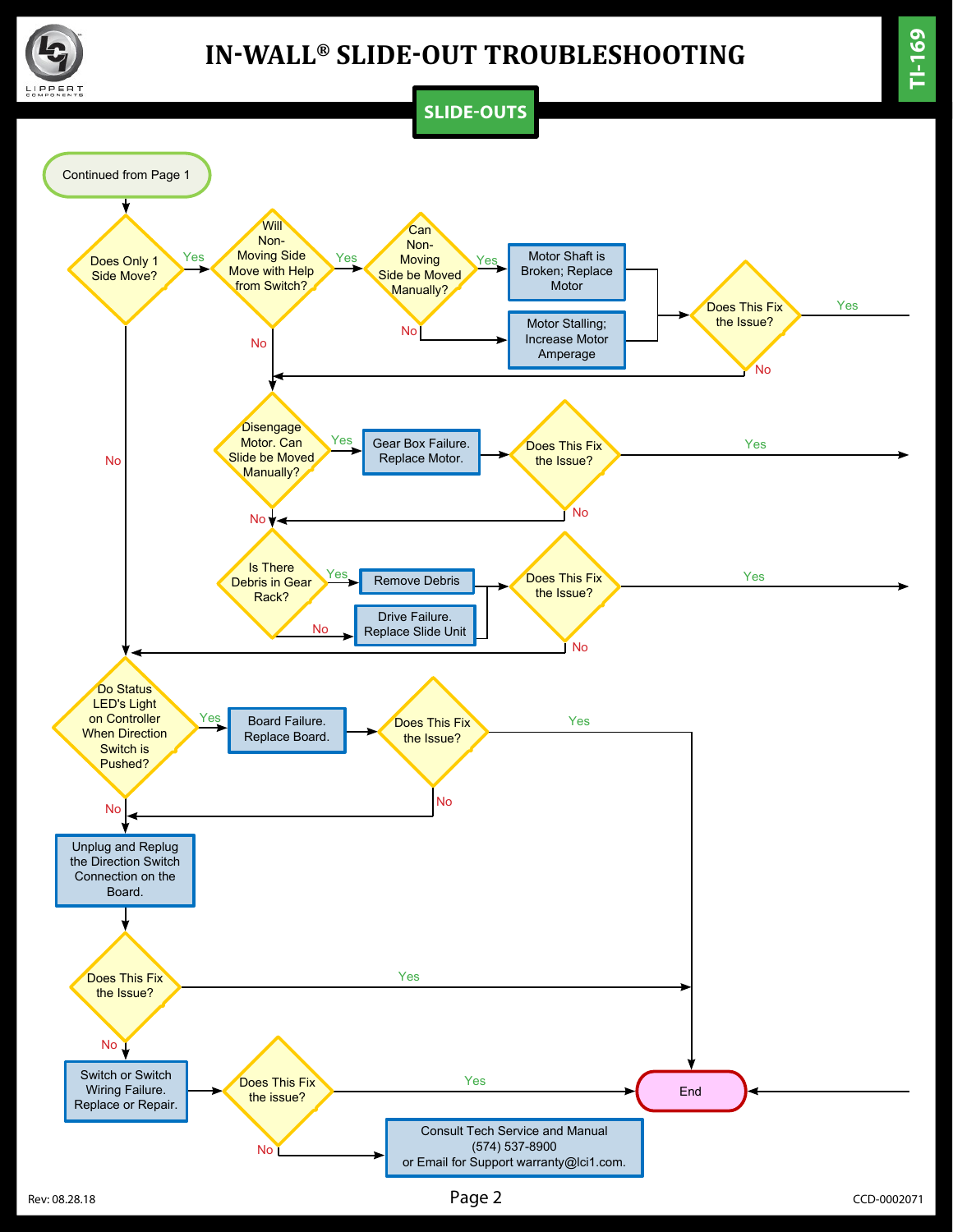# IN-WALL® SLIDE-OUT TROUBLESHOOTING

**SLIDE-OUTS**

TI-169

Continued from Page 1

Does Only 1 Side Move?

Yes

Will Non-Moving Side Move with Help from Switch?

Yes

Can Non-Moving Side be Moved Manually?

Yes

Motor Shaft is Broken; Replace Motor

No

Motor Stalling; Increase Motor Amperage

Does This Fix the Issue?

Yes

No

No

Disengage Motor. Can Slide be Moved Manually?

Yes

Gear Box Failure. Replace Motor.

Does This Fix the Issue?

Yes

No

No

Is There Debris in Gear Rack?

Yes

Remove Debris

No

Drive Failure. Replace Slide Unit

Does This Fix the Issue?

Yes

No

No

Do Status LED's Light on Controller When Direction Switch is Pushed?

Yes

Board Failure. Replace Board.

Does This Fix the Issue?

Yes

No

No

Unplug and Replug the Direction Switch Connection on the Board.

Does This Fix the Issue?

Yes

No

Switch or Switch Wiring Failure. Replace or Repair.

Does This Fix the issue?

Yes

End

No

Consult Tech Service and Manual (574) 537-8900 or Email for Support warranty@lci1.com.

Rev: 08.28.18

CCD-0002071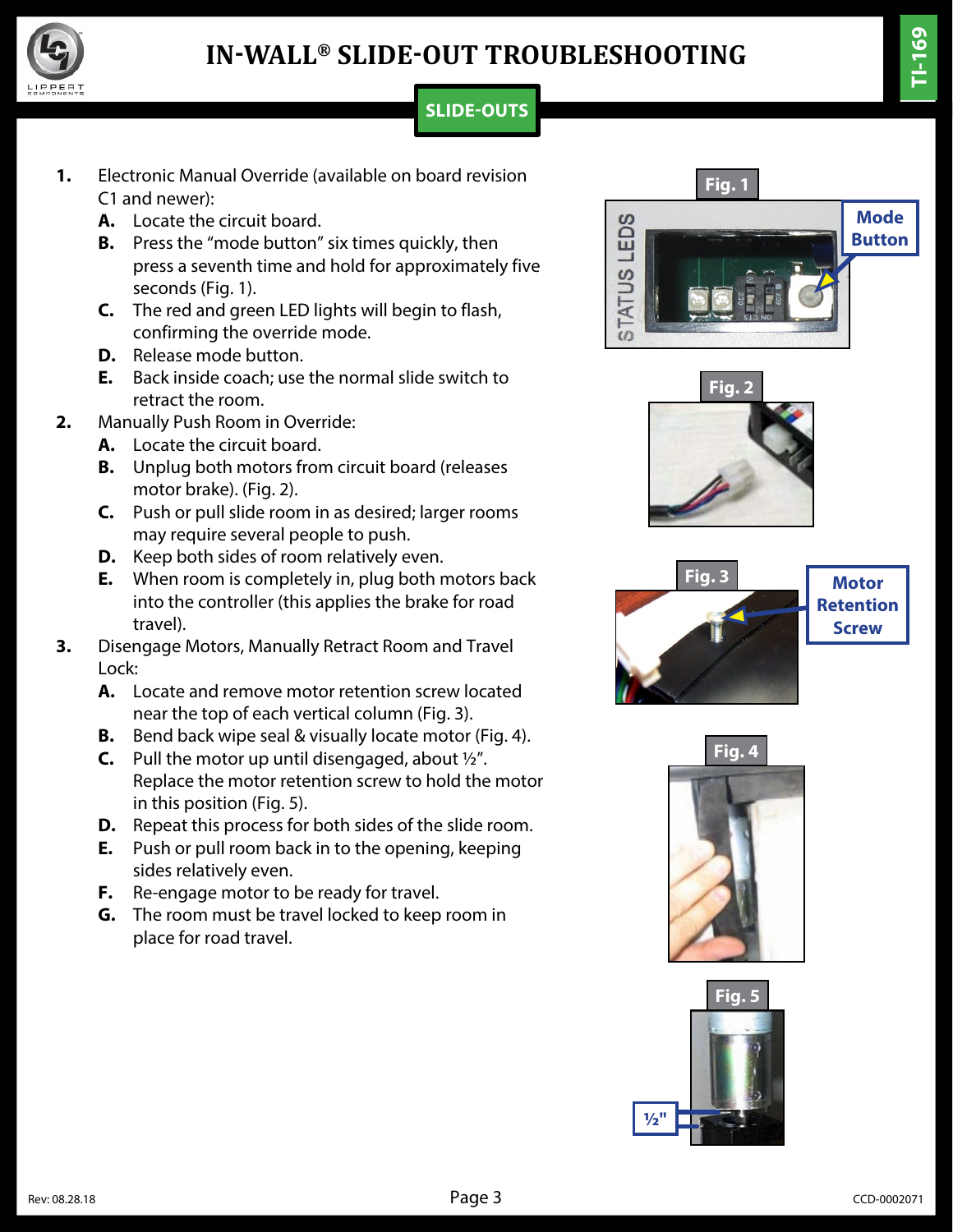## SLIDE-OUTS

1. Electronic Manual Override (available on board revision C1 and newer):
   - **A.** Locate the circuit board.
   - **B.** Press the "mode button" six times quickly, then press a seventh time and hold for approximately five seconds (Fig. 1).
   - **C.** The red and green LED lights will begin to flash, confirming the override mode.
   - **D.** Release mode button.
   - **E.** Back inside coach; use the normal slide switch to retract the room.
2. Manually Push Room in Override:
   - **A.** Locate the circuit board.
   - **B.** Unplug both motors from circuit board (releases motor brake). (Fig. 2).
   - **C.** Push or pull slide room in as desired; larger rooms may require several people to push.
   - **D.** Keep both sides of room relatively even.
   - **E.** When room is completely in, plug both motors back into the controller (this applies the brake for road travel).
3. Disengage Motors, Manually Retract Room and Travel Lock:
   - **A.** Locate and remove motor retention screw located near the top of each vertical column (Fig. 3).
   - **B.** Bend back wipe seal & visually locate motor (Fig. 4).
   - **C.** Pull the motor up until disengaged, about ½". Replace the motor retention screw to hold the motor in this position (Fig. 5).
   - **D.** Repeat this process for both sides of the slide room.
   - **E.** Push or pull room back in to the opening, keeping sides relatively even.
   - **F.** Re-engage motor to be ready for travel.
   - **G.** The room must be travel locked to keep room in place for road travel.

Fig. 1

STATUS LEDS

Mode Button

Fig. 2

Fig. 3

Motor Retention Screw

Fig. 4

Fig. 5

½"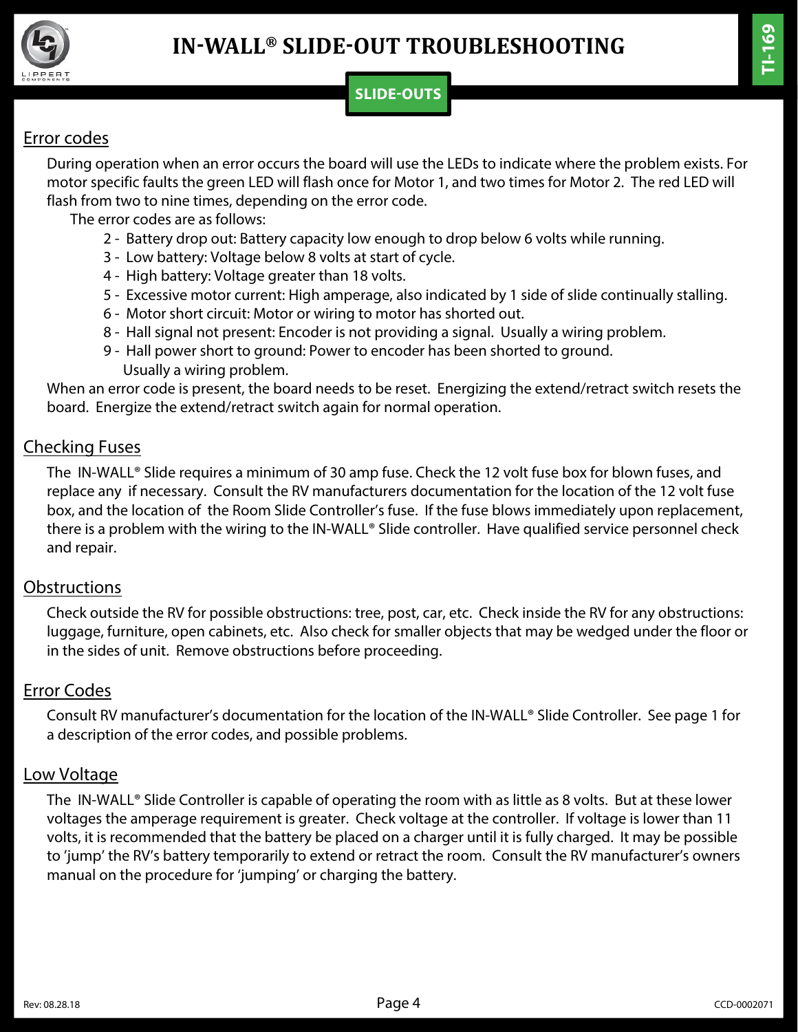# IN-WALL® SLIDE-OUT TROUBLESHOOTING

**SLIDE-OUTS**

## Error codes

During operation when an error occurs the board will use the LEDs to indicate where the problem exists. For motor specific faults the green LED will flash once for Motor 1, and two times for Motor 2. The red LED will flash from two to nine times, depending on the error code.

The error codes are as follows:

- 2 - Battery drop out: Battery capacity low enough to drop below 6 volts while running.
- 3 - Low battery: Voltage below 8 volts at start of cycle.
- 4 - High battery: Voltage greater than 18 volts.
- 5 - Excessive motor current: High amperage, also indicated by 1 side of slide continually stalling.
- 6 - Motor short circuit: Motor or wiring to motor has shorted out.
- 8 - Hall signal not present: Encoder is not providing a signal. Usually a wiring problem.
- 9 - Hall power short to ground: Power to encoder has been shorted to ground. Usually a wiring problem.

When an error code is present, the board needs to be reset. Energizing the extend/retract switch resets the board. Energize the extend/retract switch again for normal operation.

## Checking Fuses

The IN-WALL® Slide requires a minimum of 30 amp fuse. Check the 12 volt fuse box for blown fuses, and replace any if necessary. Consult the RV manufacturers documentation for the location of the 12 volt fuse box, and the location of the Room Slide Controller's fuse. If the fuse blows immediately upon replacement, there is a problem with the wiring to the IN-WALL® Slide controller. Have qualified service personnel check and repair.

## Obstructions

Check outside the RV for possible obstructions: tree, post, car, etc. Check inside the RV for any obstructions: luggage, furniture, open cabinets, etc. Also check for smaller objects that may be wedged under the floor or in the sides of unit. Remove obstructions before proceeding.

## Error Codes

Consult RV manufacturer's documentation for the location of the IN-WALL® Slide Controller. See page 1 for a description of the error codes, and possible problems.

## Low Voltage

The IN-WALL® Slide Controller is capable of operating the room with as little as 8 volts. But at these lower voltages the amperage requirement is greater. Check voltage at the controller. If voltage is lower than 11 volts, it is recommended that the battery be placed on a charger until it is fully charged. It may be possible to 'jump' the RV's battery temporarily to extend or retract the room. Consult the RV manufacturer's owners manual on the procedure for 'jumping' or charging the battery.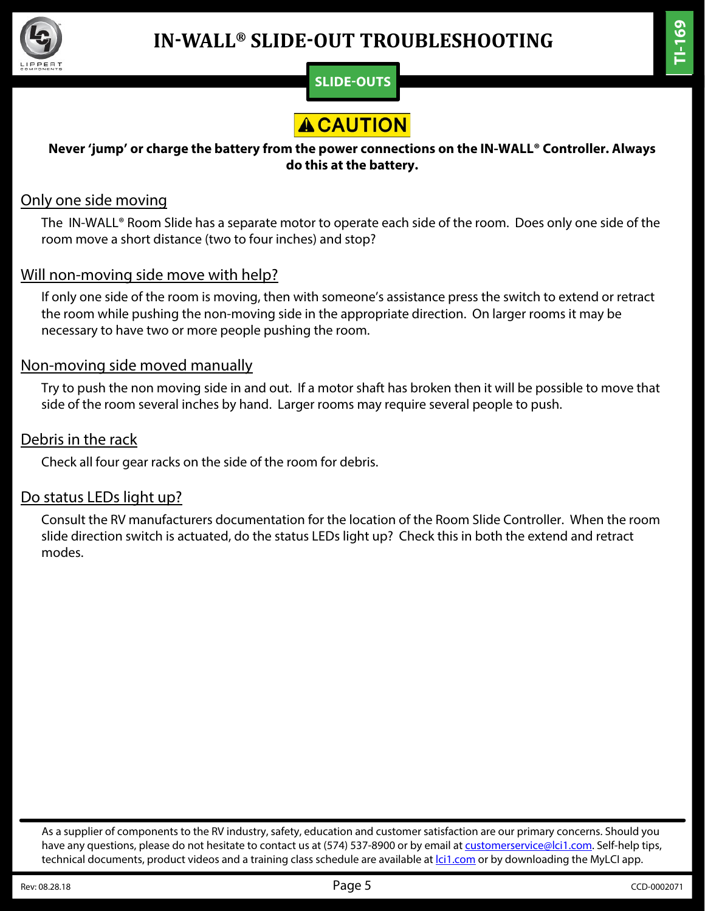# IN-WALL® SLIDE-OUT TROUBLESHOOTING

**SLIDE-OUTS**

**CAUTION**

**Never 'jump' or charge the battery from the power connections on the IN-WALL® Controller. Always do this at the battery.**

## Only one side moving

The IN-WALL® Room Slide has a separate motor to operate each side of the room. Does only one side of the room move a short distance (two to four inches) and stop?

## Will non-moving side move with help?

If only one side of the room is moving, then with someone's assistance press the switch to extend or retract the room while pushing the non-moving side in the appropriate direction. On larger rooms it may be necessary to have two or more people pushing the room.

## Non-moving side moved manually

Try to push the non moving side in and out. If a motor shaft has broken then it will be possible to move that side of the room several inches by hand. Larger rooms may require several people to push.

## Debris in the rack

Check all four gear racks on the side of the room for debris.

## Do status LEDs light up?

Consult the RV manufacturers documentation for the location of the Room Slide Controller. When the room slide direction switch is actuated, do the status LEDs light up? Check this in both the extend and retract modes.

As a supplier of components to the RV industry, safety, education and customer satisfaction are our primary concerns. Should you have any questions, please do not hesitate to contact us at (574) 537-8900 or by email at customerservice@lci1.com. Self-help tips, technical documents, product videos and a training class schedule are available at lci1.com or by downloading the MyLCI app.